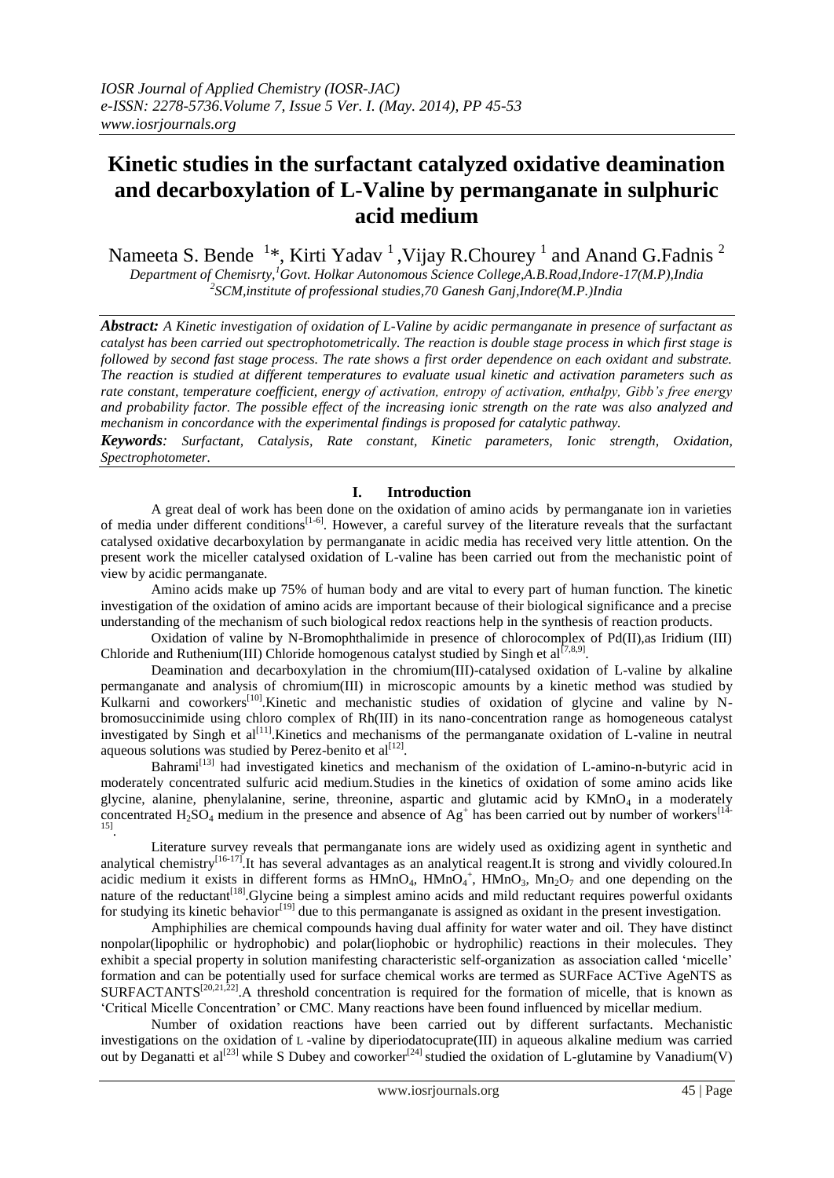# Kinetic studies in the surfactant catalyzed oxidative deamination and decarboxylation of L-Valine by permanganate in sulphuric acid medium

Nameeta S. Bende [1]*, Kirti Yadav [1], Vijay R.Chourey [1] and Anand G.Fadnis [2]

*Department of Chemisrty,[1]Govt. Holkar Autonomous Science College,A.B.Road,Indore-17(M.P),India*
*[2]SCM,institute of professional studies,70 Ganesh Ganj,Indore(M.P.)India*

***Abstract:** A Kinetic investigation of oxidation of L-Valine by acidic permanganate in presence of surfactant as catalyst has been carried out spectrophotometerically. The reaction is double stage process in which first stage is followed by second fast stage process. The rate shows a first order dependence on each oxidant and substrate. The reaction is studied at different temperatures to evaluate usual kinetic and activation parameters such as rate constant, temperature coefficient, energy of activation, entropy of activation, enthalpy, Gibb's free energy and probability factor. The possible effect of the increasing ionic strength on the rate was also analyzed and mechanism in concordance with the experimental findings is proposed for catalytic pathway.*

***Keywords**: Surfactant, Catalysis, Rate constant, Kinetic parameters, Ionic strength, Oxidation, Spectrophotometer.*

## I. Introduction

A great deal of work has been done on the oxidation of amino acids by permanganate ion in varieties of media under different conditions[1-6]. However, a careful survey of the literature reveals that the surfactant catalysed oxidative decarboxylation by permanganate in acidic media has received very little attention. On the present work the miceller catalysed oxidation of L-valine has been carried out from the mechanistic point of view by acidic permanganate.

Amino acids make up 75% of human body and are vital to every part of human function. The kinetic investigation of the oxidation of amino acids are important because of their biological significance and a precise understanding of the mechanism of such biological redox reactions help in the synthesis of reaction products.

Oxidation of valine by N-Bromophthalimide in presence of chlorocomplex of Pd(II),as Iridium (III) Chloride and Ruthenium(III) Chloride homogenous catalyst studied by Singh et al[7,8,9].

Deamination and decarboxylation in the chromium(III)-catalysed oxidation of L-valine by alkaline permanganate and analysis of chromium(III) in microscopic amounts by a kinetic method was studied by Kulkarni and coworkers[10].Kinetic and mechanistic studies of oxidation of glycine and valine by N-bromosuccinimide using chloro complex of Rh(III) in its nano-concentration range as homogeneous catalyst investigated by Singh et al[11].Kinetics and mechanisms of the permanganate oxidation of L-valine in neutral aqueous solutions was studied by Perez-benito et al[12].

Bahrami[13] had investigated kinetics and mechanism of the oxidation of L-amino-n-butyric acid in moderately concentrated sulfuric acid medium.Studies in the kinetics of oxidation of some amino acids like glycine, alanine, phenylalanine, serine, threonine, aspartic and glutamic acid by $KMnO_4$ in a moderately concentrated $H_2SO_4$ medium in the presence and absence of $Ag^+$ has been carried out by number of workers[14-15].

Literature survey reveals that permanganate ions are widely used as oxidizing agent in synthetic and analytical chemistry[16-17].It has several advantages as an analytical reagent.It is strong and vividly coloured.In acidic medium it exists in different forms as $HMnO_4$, $HMnO_4^+$, $HMnO_3$, $Mn_2O_7$ and one depending on the nature of the reductant[18].Glycine being a simplest amino acids and mild reductant requires powerful oxidants for studying its kinetic behavior[19] due to this permanganate is assigned as oxidant in the present investigation.

Amphiphilies are chemical compounds having dual affinity for water water and oil. They have distinct nonpolar(lipophilic or hydrophobic) and polar(liophobic or hydrophilic) reactions in their molecules. They exhibit a special property in solution manifesting characteristic self-organization as association called 'micelle' formation and can be potentially used for surface chemical works are termed as SURFace ACTive AgeNTS as SURFACTANTS[20,21,22].A threshold concentration is required for the formation of micelle, that is known as 'Critical Micelle Concentration' or CMC. Many reactions have been found influenced by micellar medium.

Number of oxidation reactions have been carried out by different surfactants. Mechanistic investigations on the oxidation of L -valine by diperiodatocuprate(III) in aqueous alkaline medium was carried out by Deganatti et al[23] while S Dubey and coworker[24] studied the oxidation of L-glutamine by Vanadium(V)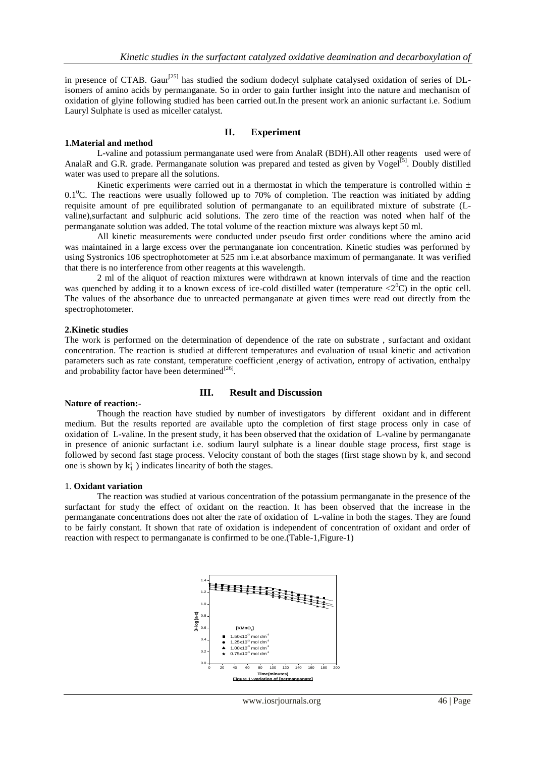in presence of CTAB. Gaur[25] has studied the sodium dodecyl sulphate catalysed oxidation of series of DL-isomers of amino acids by permanganate. So in order to gain further insight into the nature and mechanism of oxidation of glyine following studied has been carried out.In the present work an anionic surfactant i.e. Sodium Lauryl Sulphate is used as miceller catalyst.

## II. Experiment

### 1.Material and method

L-valine and potassium permanganate used were from AnalaR (BDH).All other reagents used were of AnalaR and G.R. grade. Permanganate solution was prepared and tested as given by Vogel[5]. Doubly distilled water was used to prepare all the solutions.

Kinetic experiments were carried out in a thermostat in which the temperature is controlled within ± $0.1^0$C. The reactions were usually followed up to 70% of completion. The reaction was initiated by adding requisite amount of pre equilibrated solution of permanganate to an equilibrated mixture of substrate (L-valine),surfactant and sulphuric acid solutions. The zero time of the reaction was noted when half of the permanganate solution was added. The total volume of the reaction mixture was always kept 50 ml.

All kinetic measurements were conducted under pseudo first order conditions where the amino acid was maintained in a large excess over the permanganate ion concentration. Kinetic studies was performed by using Systronics 106 spectrophotometer at 525 nm i.e.at absorbance maximum of permanganate. It was verified that there is no interference from other reagents at this wavelength.

2 ml of the aliquot of reaction mixtures were withdrawn at known intervals of time and the reaction was quenched by adding it to a known excess of ice-cold distilled water (temperature $<2^0$C) in the optic cell. The values of the absorbance due to unreacted permanganate at given times were read out directly from the spectrophotometer.

### 2.Kinetic studies

The work is performed on the determination of dependence of the rate on substrate , surfactant and oxidant concentration. The reaction is studied at different temperatures and evaluation of usual kinetic and activation parameters such as rate constant, temperature coefficient ,energy of activation, entropy of activation, enthalpy and probability factor have been determined[26].

## III. Result and Discussion

### Nature of reaction:-

Though the reaction have studied by number of investigators by different oxidant and in different medium. But the results reported are available upto the completion of first stage process only in case of oxidation of L-valine. In the present study, it has been observed that the oxidation of L-valine by permanganate in presence of anionic surfactant i.e. sodium lauryl sulphate is a linear double stage process, first stage is followed by second fast stage process. Velocity constant of both the stages (first stage shown by $k_1$ and second one is shown by $k_1^1$ ) indicates linearity of both the stages.

### 1. Oxidant variation

The reaction was studied at various concentration of the potassium permanganate in the presence of the surfactant for study the effect of oxidant on the reaction. It has been observed that the increase in the permanganate concentrations does not alter the rate of oxidation of L-valine in both the stages. They are found to be fairly constant. It shown that rate of oxidation is independent of concentration of oxidant and order of reaction with respect to permanganate is confirmed to be one.(Table-1,Figure-1)

**Figure 1:-variation of [permanganate]**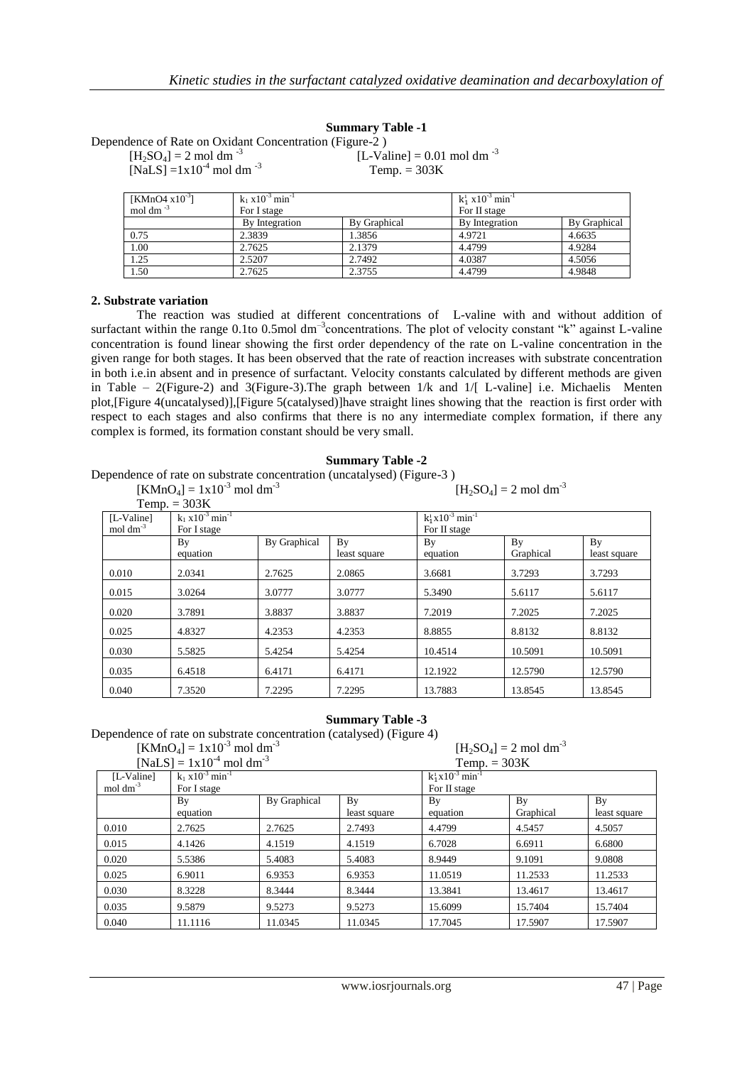**Summary Table -1**

Dependence of Rate on Oxidant Concentration (Figure-2 )

$[H_2SO_4]$ = 2 mol $dm^{-3}$ [L-Valine] = 0.01 mol $dm^{-3}$

[NaLS] =$1x10^{-4}$ mol $dm^{-3}$ Temp. = 303K

| [KMnO4 $x10^{-3}$] mol $dm^{-3}$ | $k_1$ $x10^{-3}$ $min^{-1}$ For I stage | | $k_1^{I}$ $x10^{-3}$ $min^{-1}$ For II stage | |
|---|---|---|---|---|
| | By Integration | By Graphical | By Integration | By Graphical |
| 0.75 | 2.3839 | 1.3856 | 4.9721 | 4.6635 |
| 1.00 | 2.7625 | 2.1379 | 4.4799 | 4.9284 |
| 1.25 | 2.5207 | 2.7492 | 4.0387 | 4.5056 |
| 1.50 | 2.7625 | 2.3755 | 4.4799 | 4.9848 |

**2. Substrate variation**

The reaction was studied at different concentrations of L-valine with and without addition of surfactant within the range 0.1to 0.5mol $dm^{-3}$concentrations. The plot of velocity constant "k" against L-valine concentration is found linear showing the first order dependency of the rate on L-valine concentration in the given range for both stages. It has been observed that the rate of reaction increases with substrate concentration in both i.e.in absent and in presence of surfactant. Velocity constants calculated by different methods are given in Table – 2(Figure-2) and 3(Figure-3).The graph between 1/k and 1/[ L-valine] i.e. Michaelis Menten plot,[Figure 4(uncatalysed)],[Figure 5(catalysed)]have straight lines showing that the reaction is first order with respect to each stages and also confirms that there is no any intermediate complex formation, if there any complex is formed, its formation constant should be very small.

**Summary Table -2**

Dependence of rate on substrate concentration (uncatalysed) (Figure-3 )

$[KMnO_4]$ = $1x10^{-3}$ mol $dm^{-3}$ $[H_2SO_4]$ = 2 mol $dm^{-3}$

Temp. = 303K

| [L-Valine] mol $dm^{-3}$ | $k_1$ $x10^{-3}$ $min^{-1}$ For I stage | | | $k_1^{I}$$x10^{-3}$ $min^{-1}$ For II stage | | |
|---|---|---|---|---|---|---|
| | By equation | By Graphical | By least square | By equation | By Graphical | By least square |
| 0.010 | 2.0341 | 2.7625 | 2.0865 | 3.6681 | 3.7293 | 3.7293 |
| 0.015 | 3.0264 | 3.0777 | 3.0777 | 5.3490 | 5.6117 | 5.6117 |
| 0.020 | 3.7891 | 3.8837 | 3.8837 | 7.2019 | 7.2025 | 7.2025 |
| 0.025 | 4.8327 | 4.2353 | 4.2353 | 8.8855 | 8.8132 | 8.8132 |
| 0.030 | 5.5825 | 5.4254 | 5.4254 | 10.4514 | 10.5091 | 10.5091 |
| 0.035 | 6.4518 | 6.4171 | 6.4171 | 12.1922 | 12.5790 | 12.5790 |
| 0.040 | 7.3520 | 7.2295 | 7.2295 | 13.7883 | 13.8545 | 13.8545 |

**Summary Table -3**

Dependence of rate on substrate concentration (catalysed) (Figure 4)

$[KMnO_4]$ = $1x10^{-3}$ mol $dm^{-3}$ $[H_2SO_4]$ = 2 mol $dm^{-3}$

[NaLS] = $1x10^{-4}$ mol $dm^{-3}$ Temp. = 303K

| [L-Valine] mol $dm^{-3}$ | $k_1$ $x10^{-3}$ $min^{-1}$ For I stage | | | $k_1^{I}$$x10^{-3}$ $min^{-1}$ For II stage | | |
|---|---|---|---|---|---|---|
| | By equation | By Graphical | By least square | By equation | By Graphical | By least square |
| 0.010 | 2.7625 | 2.7625 | 2.7493 | 4.4799 | 4.5457 | 4.5057 |
| 0.015 | 4.1426 | 4.1519 | 4.1519 | 6.7028 | 6.6911 | 6.6800 |
| 0.020 | 5.5386 | 5.4083 | 5.4083 | 8.9449 | 9.1091 | 9.0808 |
| 0.025 | 6.9011 | 6.9353 | 6.9353 | 11.0519 | 11.2533 | 11.2533 |
| 0.030 | 8.3228 | 8.3444 | 8.3444 | 13.3841 | 13.4617 | 13.4617 |
| 0.035 | 9.5879 | 9.5273 | 9.5273 | 15.6099 | 15.7404 | 15.7404 |
| 0.040 | 11.1116 | 11.0345 | 11.0345 | 17.7045 | 17.5907 | 17.5907 |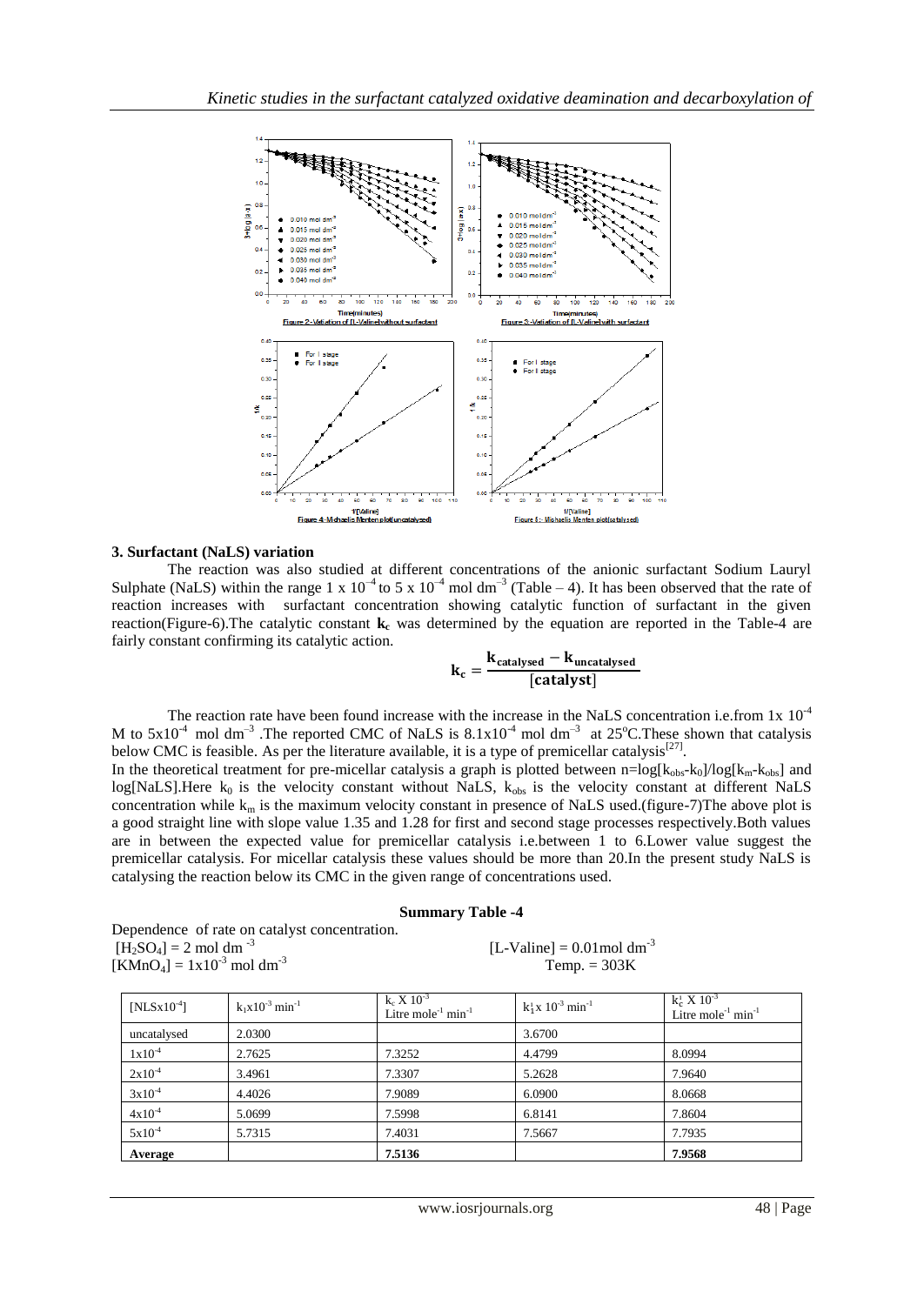Figure 2- Variation of [L-Valine] without surfactant

Figure 3- Variation of [L-Valine] with surfactant

Figure 4- Michaelis Menten plot(uncatalysed)

Figure 5 : Michaelis Menten plot(catalysed)

### 3. Surfactant (NaLS) variation

The reaction was also studied at different concentrations of the anionic surfactant Sodium Lauryl Sulphate (NaLS) within the range $1 \times 10^{-4}$ to $5 \times 10^{-4}$ mol dm$^{-3}$ (Table – 4). It has been observed that the rate of reaction increases with surfactant concentration showing catalytic function of surfactant in the given reaction(Figure-6).The catalytic constant $\mathbf{k_c}$ was determined by the equation are reported in the Table-4 are fairly constant confirming its catalytic action.

$$\mathbf{k_c} = \frac{\mathbf{k_{catalysed}} - \mathbf{k_{uncatalysed}}}{[\mathbf{catalyst}]}$$

The reaction rate have been found increase with the increase in the NaLS concentration i.e.from $1 \times 10^{-4}$ M to $5 \times 10^{-4}$ mol dm$^{-3}$ .The reported CMC of NaLS is $8.1 \times 10^{-4}$ mol dm$^{-3}$ at 25$^{o}$C.These shown that catalysis below CMC is feasible. As per the literature available, it is a type of premicellar catalysis[27].

In the theoretical treatment for pre-micellar catalysis a graph is plotted between $n=\log[k_{obs}-k_0]/\log[k_m-k_{obs}]$ and log[NaLS].Here $k_0$ is the velocity constant without NaLS, $k_{obs}$ is the velocity constant at different NaLS concentration while $k_m$ is the maximum velocity constant in presence of NaLS used.(figure-7)The above plot is a good straight line with slope value 1.35 and 1.28 for first and second stage processes respectively.Both values are in between the expected value for premicellar catalysis i.e.between 1 to 6.Lower value suggest the premicellar catalysis. For micellar catalysis these values should be more than 20.In the present study NaLS is catalysing the reaction below its CMC in the given range of concentrations used.

**Summary Table -4**

Dependence of rate on catalyst concentration.

$[H_2SO_4]$ = 2 mol dm$^{-3}$ [L-Valine] = 0.01mol dm$^{-3}$

$[KMnO_4]$ = $1 \times 10^{-3}$ mol dm$^{-3}$ Temp. = 303K

| [NLSx10$^{-4}$] | $k_1 \times 10^{-3}$ min$^{-1}$ | $k_c$ X $10^{-3}$ Litre mole$^{-1}$ min$^{-1}$ | $k_1^{\prime} \times 10^{-3}$ min$^{-1}$ | $k_c^{\prime}$ X $10^{-3}$ Litre mole$^{-1}$ min$^{-1}$ |
|---|---|---|---|---|
| uncatalysed | 2.0300 | | 3.6700 | |
| 1x10$^{-4}$ | 2.7625 | 7.3252 | 4.4799 | 8.0994 |
| 2x10$^{-4}$ | 3.4961 | 7.3307 | 5.2628 | 7.9640 |
| 3x10$^{-4}$ | 4.4026 | 7.9089 | 6.0900 | 8.0668 |
| 4x10$^{-4}$ | 5.0699 | 7.5998 | 6.8141 | 7.8604 |
| 5x10$^{-4}$ | 5.7315 | 7.4031 | 7.5667 | 7.7935 |
| **Average** | | **7.5136** | | **7.9568** |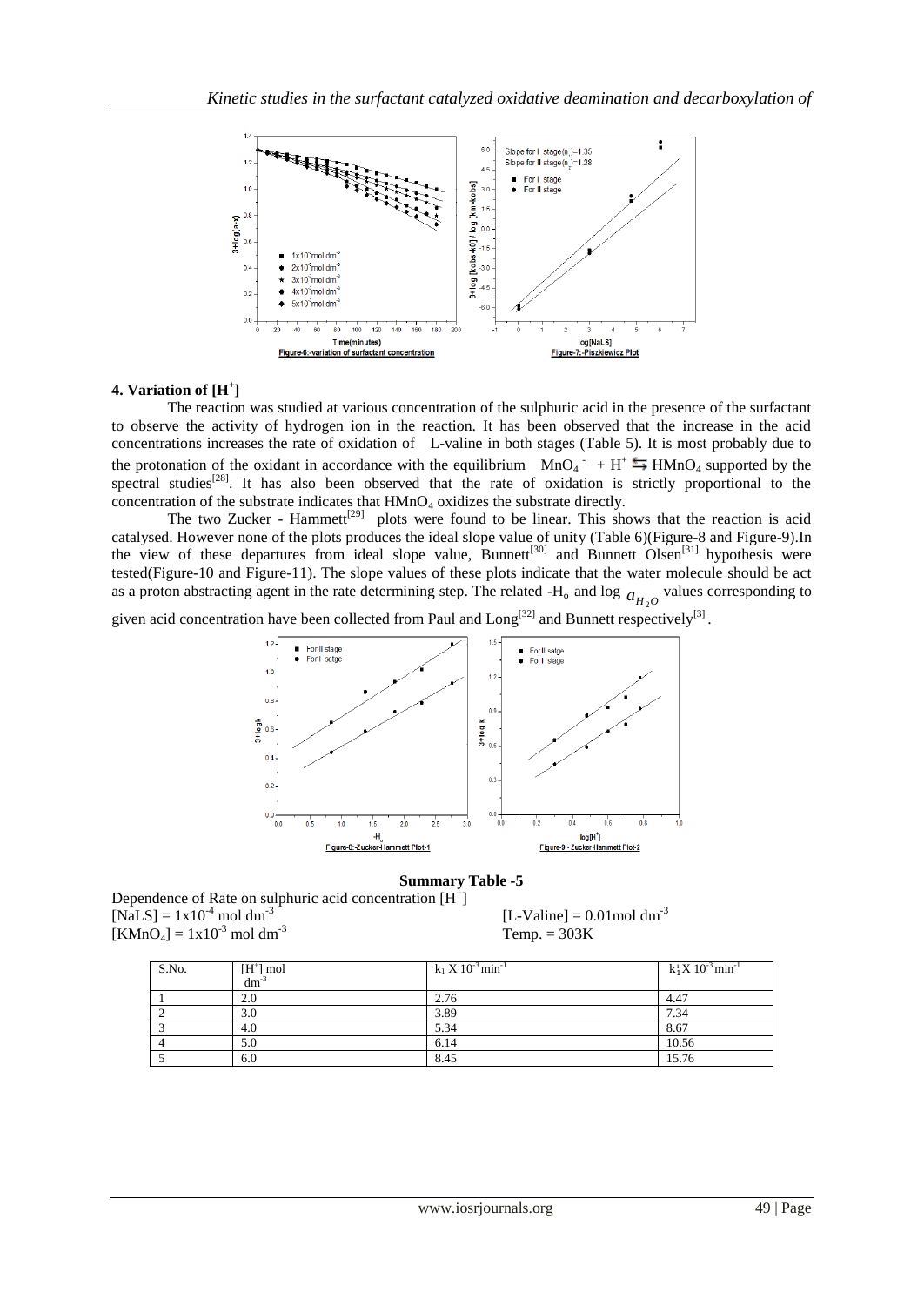Figure-6:-variation of surfactant concentration

Figure-7:-Piszkiewicz Plot

## 4. Variation of $[H^+]$

The reaction was studied at various concentration of the sulphuric acid in the presence of the surfactant to observe the activity of hydrogen ion in the reaction. It has been observed that the increase in the acid concentrations increases the rate of oxidation of L-valine in both stages (Table 5). It is most probably due to the protonation of the oxidant in accordance with the equilibrium $MnO_4^- + H^+ \leftrightarrows HMnO_4$ supported by the spectral studies[28]. It has also been observed that the rate of oxidation is strictly proportional to the concentration of the substrate indicates that $HMnO_4$ oxidizes the substrate directly.

The two Zucker - Hammett[29] plots were found to be linear. This shows that the reaction is acid catalysed. However none of the plots produces the ideal slope value of unity (Table 6)(Figure-8 and Figure-9).In the view of these departures from ideal slope value, Bunnett[30] and Bunnett Olsen[31] hypothesis were tested(Figure-10 and Figure-11). The slope values of these plots indicate that the water molecule should be act as a proton abstracting agent in the rate determining step. The related $-H_o$ and $\log a_{H_2O}$ values corresponding to given acid concentration have been collected from Paul and Long[32] and Bunnett respectively[3].

Figure-8:-Zucker-Hammett Plot-1

Figure-9:- Zucker-Hammett Plot-2

**Summary Table -5**

Dependence of Rate on sulphuric acid concentration $[H^+]$

$[NaLS] = 1x10^{-4}$ mol dm$^{-3}$ $[L\text{-Valine}] = 0.01$mol dm$^{-3}$

$[KMnO_4] = 1x10^{-3}$ mol dm$^{-3}$ Temp. = 303K

| S.No. | $[H^+]$ mol dm$^{-3}$ | $k_1$ X $10^{-3}$ min$^{-1}$ | $k_1^1$ X $10^{-3}$ min$^{-1}$ |
|---|---|---|---|
| 1 | 2.0 | 2.76 | 4.47 |
| 2 | 3.0 | 3.89 | 7.34 |
| 3 | 4.0 | 5.34 | 8.67 |
| 4 | 5.0 | 6.14 | 10.56 |
| 5 | 6.0 | 8.45 | 15.76 |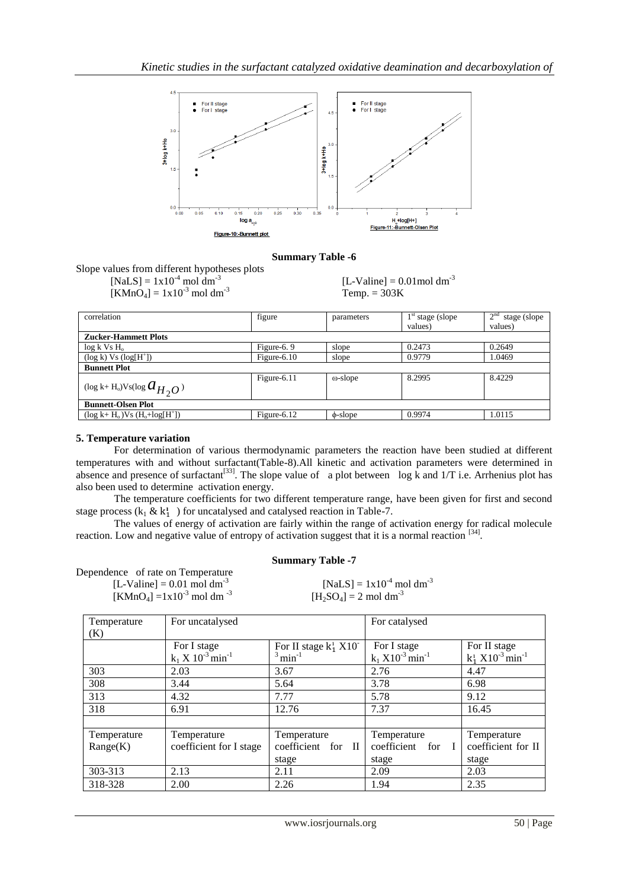Figure-10:-Bunnett plot

Figure-11:-Bunnett-Olsen Plot

**Summary Table -6**

Slope values from different hypotheses plots

$[NaLS] = 1x10^{-4}$ mol $dm^{-3}$ $[L\text{-Valine}] = 0.01$mol $dm^{-3}$

$[KMnO_4] = 1x10^{-3}$ mol $dm^{-3}$ Temp. = 303K

| correlation | figure | parameters | $1^{st}$ stage (slope values) | $2^{nd}$ stage (slope values) |
|---|---|---|---|---|
| **Zucker-Hammett Plots** | | | | |
| log k Vs $H_o$ | Figure-6. 9 | slope | 0.2473 | 0.2649 |
| (log k) Vs ($\log[H^+]$) | Figure-6.10 | slope | 0.9779 | 1.0469 |
| **Bunnett Plot** | | | | |
| (log k+ $H_o$)Vs(log $a_{H_2O}$) | Figure-6.11 | ω-slope | 8.2995 | 8.4229 |
| **Bunnett-Olsen Plot** | | | | |
| (log k+ $H_o$ )Vs ($H_o$+$\log[H^+]$) | Figure-6.12 | ϕ-slope | 0.9974 | 1.0115 |

### 5. Temperature variation

For determination of various thermodynamic parameters the reaction have been studied at different temperatures with and without surfactant(Table-8).All kinetic and activation parameters were determined in absence and presence of surfactant[33]. The slope value of a plot between log k and 1/T i.e. Arrhenius plot has also been used to determine activation energy.

The temperature coefficients for two different temperature range, have been given for first and second stage process ($k_1$ & $k_1^1$ ) for uncatalysed and catalysed reaction in Table-7.

The values of energy of activation are fairly within the range of activation energy for radical molecule reaction. Low and negative value of entropy of activation suggest that it is a normal reaction [34].

**Summary Table -7**

Dependence of rate on Temperature

$[L\text{-Valine}] = 0.01$ mol $dm^{-3}$ $[NaLS] = 1x10^{-4}$ mol $dm^{-3}$

$[KMnO_4] = 1x10^{-3}$ mol $dm^{-3}$ $[H_2SO_4] = 2$ mol $dm^{-3}$

| Temperature (K) | For uncatalysed | | For catalysed | |
|---|---|---|---|---|
| | For I stage $k_1$ X $10^{-3}$ $min^{-1}$ | For II stage $k_1^1$ X$10^{-3}$ $min^{-1}$ | For I stage $k_1$ X$10^{-3}$ $min^{-1}$ | For II stage $k_1^1$ X$10^{-3}$ $min^{-1}$ |
| 303 | 2.03 | 3.67 | 2.76 | 4.47 |
| 308 | 3.44 | 5.64 | 3.78 | 6.98 |
| 313 | 4.32 | 7.77 | 5.78 | 9.12 |
| 318 | 6.91 | 12.76 | 7.37 | 16.45 |
| | | | | |
| Temperature Range(K) | Temperature coefficient for I stage | Temperature coefficient for II stage | Temperature coefficient for I stage | Temperature coefficient for II stage |
| 303-313 | 2.13 | 2.11 | 2.09 | 2.03 |
| 318-328 | 2.00 | 2.26 | 1.94 | 2.35 |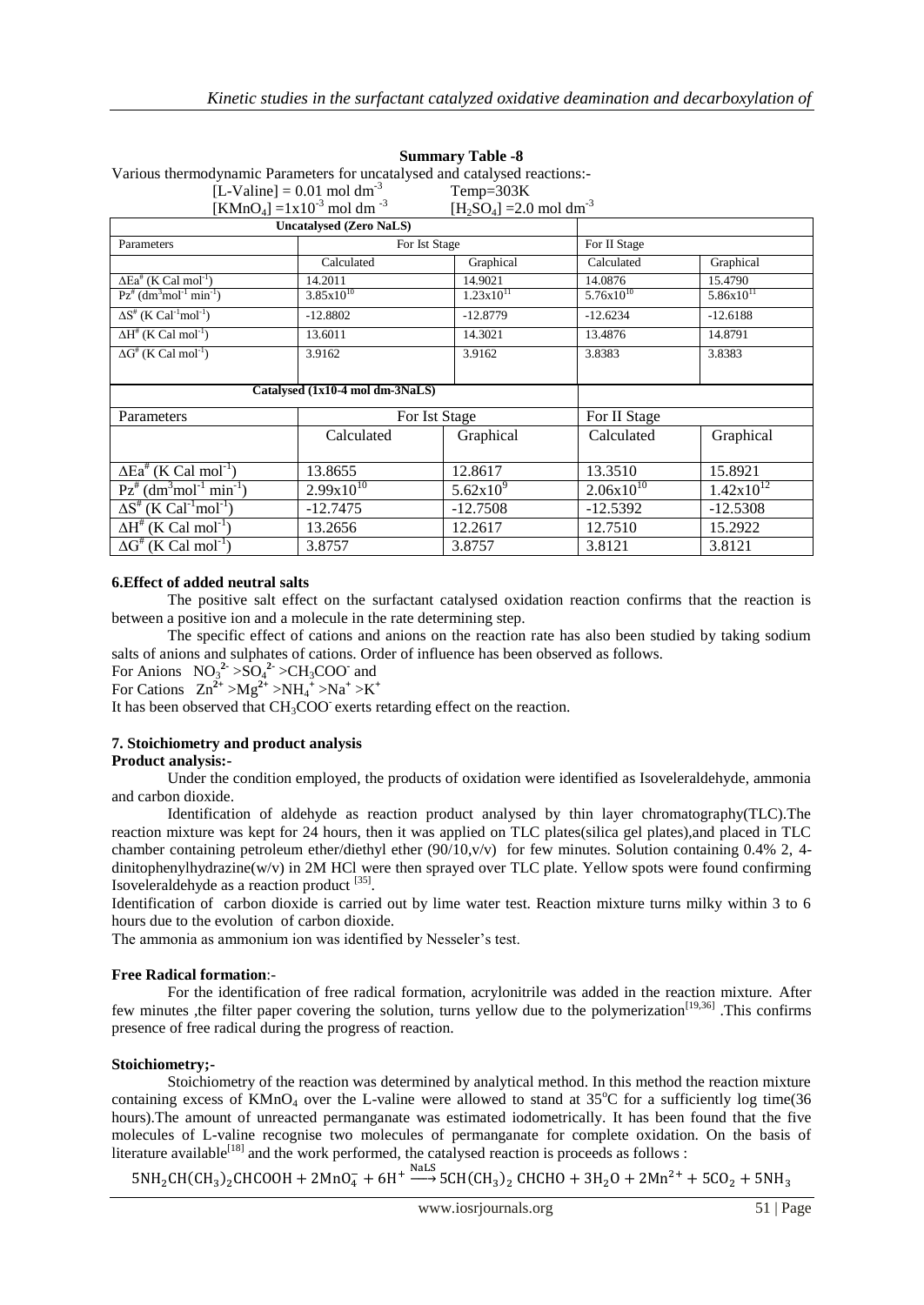**Summary Table -8**

Various thermodynamic Parameters for uncatalysed and catalysed reactions:-

[L-Valine] = 0.01 mol dm$^{-3}$ Temp=303K

[$KMnO_4$] =1x10$^{-3}$ mol dm$^{-3}$ [$H_2SO_4$] =2.0 mol dm$^{-3}$

| Uncatalysed (Zero NaLS) | | | | |
|---|---|---|---|---|
| Parameters | For Ist Stage | | For II Stage | |
| | Calculated | Graphical | Calculated | Graphical |
| $\Delta Ea^{\#}$ (K Cal mol$^{-1}$) | 14.2011 | 14.9021 | 14.0876 | 15.4790 |
| $Pz^{\#}$ (dm$^3$mol$^{-1}$ min$^{-1}$) | 3.85x10$^{10}$ | 1.23x10$^{11}$ | 5.76x10$^{10}$ | 5.86x10$^{11}$ |
| $\Delta S^{\#}$ (K Cal$^{-1}$mol$^{-1}$) | -12.8802 | -12.8779 | -12.6234 | -12.6188 |
| $\Delta H^{\#}$ (K Cal mol$^{-1}$) | 13.6011 | 14.3021 | 13.4876 | 14.8791 |
| $\Delta G^{\#}$ (K Cal mol$^{-1}$) | 3.9162 | 3.9162 | 3.8383 | 3.8383 |
| **Catalysed (1x10-4 mol dm-3NaLS)** | | | | |
| Parameters | For Ist Stage | | For II Stage | |
| | Calculated | Graphical | Calculated | Graphical |
| $\Delta Ea^{\#}$ (K Cal mol$^{-1}$) | 13.8655 | 12.8617 | 13.3510 | 15.8921 |
| $Pz^{\#}$ (dm$^3$mol$^{-1}$ min$^{-1}$) | 2.99x10$^{10}$ | 5.62x10$^{9}$ | 2.06x10$^{10}$ | 1.42x10$^{12}$ |
| $\Delta S^{\#}$ (K Cal$^{-1}$mol$^{-1}$) | -12.7475 | -12.7508 | -12.5392 | -12.5308 |
| $\Delta H^{\#}$ (K Cal mol$^{-1}$) | 13.2656 | 12.2617 | 12.7510 | 15.2922 |
| $\Delta G^{\#}$ (K Cal mol$^{-1}$) | 3.8757 | 3.8757 | 3.8121 | 3.8121 |

### 6.Effect of added neutral salts

The positive salt effect on the surfactant catalysed oxidation reaction confirms that the reaction is between a positive ion and a molecule in the rate determining step.

The specific effect of cations and anions on the reaction rate has also been studied by taking sodium salts of anions and sulphates of cations. Order of influence has been observed as follows.

For Anions $NO_3^{2-} > SO_4^{2-} > CH_3COO^-$ and

For Cations $Zn^{2+} > Mg^{2+} > NH_4^+ > Na^+ > K^+$

It has been observed that $CH_3COO^-$ exerts retarding effect on the reaction.

### 7. Stoichiometry and product analysis

**Product analysis:-**

Under the condition employed, the products of oxidation were identified as Isoveleraldehyde, ammonia and carbon dioxide.

Identification of aldehyde as reaction product analysed by thin layer chromatography(TLC).The reaction mixture was kept for 24 hours, then it was applied on TLC plates(silica gel plates),and placed in TLC chamber containing petroleum ether/diethyl ether (90/10,v/v) for few minutes. Solution containing 0.4% 2, 4-dinitophenylhydrazine(w/v) in 2M HCl were then sprayed over TLC plate. Yellow spots were found confirming Isoveleraldehyde as a reaction product [35].

Identification of carbon dioxide is carried out by lime water test. Reaction mixture turns milky within 3 to 6 hours due to the evolution of carbon dioxide.

The ammonia as ammonium ion was identified by Nesseler's test.

**Free Radical formation**:-

For the identification of free radical formation, acrylonitrile was added in the reaction mixture. After few minutes ,the filter paper covering the solution, turns yellow due to the polymerization[19,36] .This confirms presence of free radical during the progress of reaction.

**Stoichiometry;-**

Stoichiometry of the reaction was determined by analytical method. In this method the reaction mixture containing excess of $KMnO_4$ over the L-valine were allowed to stand at 35$^{\circ}$C for a sufficiently log time(36 hours).The amount of unreacted permanganate was estimated iodometrically. It has been found that the five molecules of L-valine recognise two molecules of permanganate for complete oxidation. On the basis of literature available[18] and the work performed, the catalysed reaction is proceeds as follows :

$$5NH_2CH(CH_3)_2CHCOOH + 2MnO_4^- + 6H^+ \xrightarrow{NaLS} 5CH(CH_3)_2\,CHCHO + 3H_2O + 2Mn^{2+} + 5CO_2 + 5NH_3$$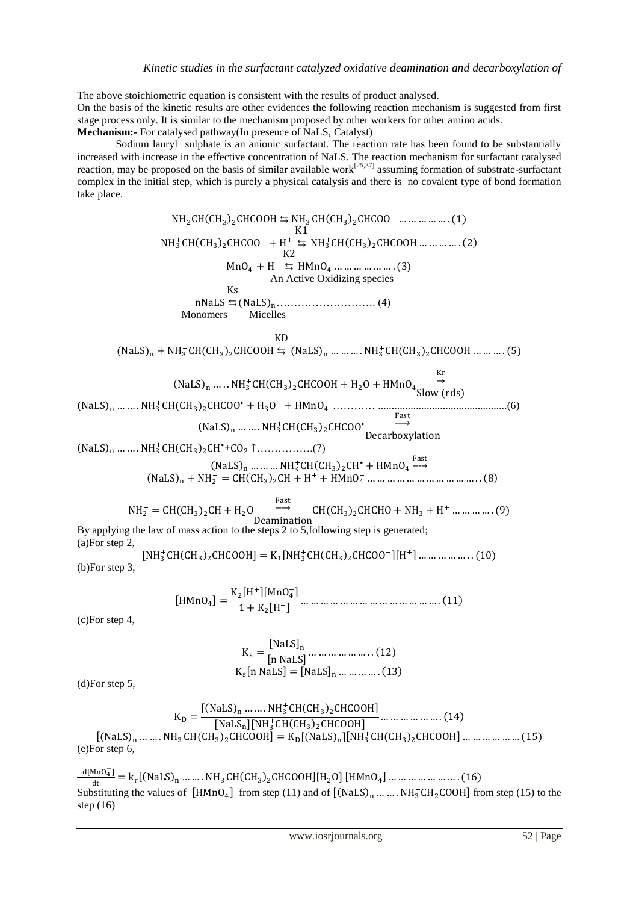The above stoichiometric equation is consistent with the results of product analysed.

On the basis of the kinetic results are other evidences the following reaction mechanism is suggested from first stage process only. It is similar to the mechanism proposed by other workers for other amino acids.

**Mechanism:-** For catalysed pathway(In presence of NaLS, Catalyst)

Sodium lauryl sulphate is an anionic surfactant. The reaction rate has been found to be substantially increased with increase in the effective concentration of NaLS. The reaction mechanism for surfactant catalysed reaction, may be proposed on the basis of similar available work[25,37] assuming formation of substrate-surfactant complex in the initial step, which is purely a physical catalysis and there is no covalent type of bond formation take place.

$$NH_2CH(CH_3)_2CHCOOH \leftrightarrows NH_3^+CH(CH_3)_2CHCOO^- \;\ldots\ldots\ldots\ldots(1)$$

$$NH_3^+CH(CH_3)_2CHCOO^- + H^+ \overset{K1}{\leftrightarrows} NH_3^+CH(CH_3)_2CHCOOH \;\ldots\ldots\ldots(2)$$

$$MnO_4^- + H^+ \overset{K2}{\leftrightarrows} HMnO_4 \;\ldots\ldots\ldots\ldots\ldots(3)$$

An Active Oxidizing species

$$nNaLS \overset{Ks}{\leftrightarrows} (NaLS)_n \;\ldots\ldots\ldots\ldots\ldots\ldots(4)$$

Monomers Micelles

$$(NaLS)_n + NH_3^+CH(CH_3)_2CHCOOH \overset{KD}{\leftrightarrows} (NaLS)_n \ldots\ldots NH_3^+CH(CH_3)_2CHCOOH \;\ldots\ldots(5)$$

$$(NaLS)_n \ldots\ldots NH_3^+CH(CH_3)_2CHCOOH + H_2O + HMnO_4 \underset{\text{Slow (rds)}}{\overset{Kr}{\rightarrow}}$$

$$(NaLS)_n \ldots\ldots NH_3^+CH(CH_3)_2CHCOO^{\bullet} + H_3O^+ + HMnO_4^- \;\ldots\ldots\ldots\ldots(6)$$

$$(NaLS)_n \ldots\ldots NH_3^+CH(CH_3)_2CHCOO^{\bullet} \underset{\text{Decarboxylation}}{\overset{\text{Fast}}{\longrightarrow}}$$

$$(NaLS)_n \ldots\ldots NH_3^+CH(CH_3)_2CH^{\bullet} + CO_2\uparrow \;\ldots\ldots\ldots\ldots(7)$$

$$(NaLS)_n \ldots\ldots NH_3^+CH(CH_3)_2CH^{\bullet} + HMnO_4 \overset{\text{Fast}}{\longrightarrow}$$

$$(NaLS)_n + NH_2^+ = CH(CH_3)_2CH + H^+ + HMnO_4^- \;\ldots\ldots\ldots\ldots\ldots\ldots(8)$$

$$NH_2^+ = CH(CH_3)_2CH + H_2O \underset{\text{Deamination}}{\overset{\text{Fast}}{\longrightarrow}} CH(CH_3)_2CHCHO + NH_3 + H^+ \;\ldots\ldots\ldots\ldots(9)$$

By applying the law of mass action to the steps 2 to 5,following step is generated;

(a)For step 2,

$$[NH_3^+CH(CH_3)_2CHCOOH] = K_1[NH_3^+CH(CH_3)_2CHCOO^-][H^+] \;\ldots\ldots\ldots\ldots(10)$$

(b)For step 3,

$$[HMnO_4] = \frac{K_2[H^+][MnO_4^-]}{1 + K_2[H^+]} \;\ldots\ldots\ldots\ldots\ldots\ldots\ldots\ldots(11)$$

(c)For step 4,

$$K_s = \frac{[NaLS]_n}{[n\ NaLS]} \;\ldots\ldots\ldots\ldots\ldots(12)$$

$$K_s[n\ NaLS] = [NaLS]_n \;\ldots\ldots\ldots\ldots(13)$$

(d)For step 5,

$$K_D = \frac{[(NaLS)_n \ldots\ldots NH_3^+CH(CH_3)_2CHCOOH]}{[NaLS_n][NH_3^+CH(CH_3)_2CHCOOH]} \;\ldots\ldots\ldots\ldots\ldots(14)$$

$$[(NaLS)_n \ldots\ldots NH_3^+CH(CH_3)_2CHCOOH] = K_D[(NaLS)_n][NH_3^+CH(CH_3)_2CHCOOH] \;\ldots\ldots\ldots\ldots(15)$$

(e)For step 6,

$$\frac{-d[MnO_4^-]}{dt} = k_r[(NaLS)_n \ldots\ldots NH_3^+CH(CH_3)_2CHCOOH][H_2O]\,[HMnO_4] \;\ldots\ldots\ldots\ldots\ldots(16)$$

Substituting the values of $[HMnO_4]$ from step (11) and of $[(NaLS)_n \ldots\ldots NH_3^+CH_2COOH]$ from step (15) to the step (16)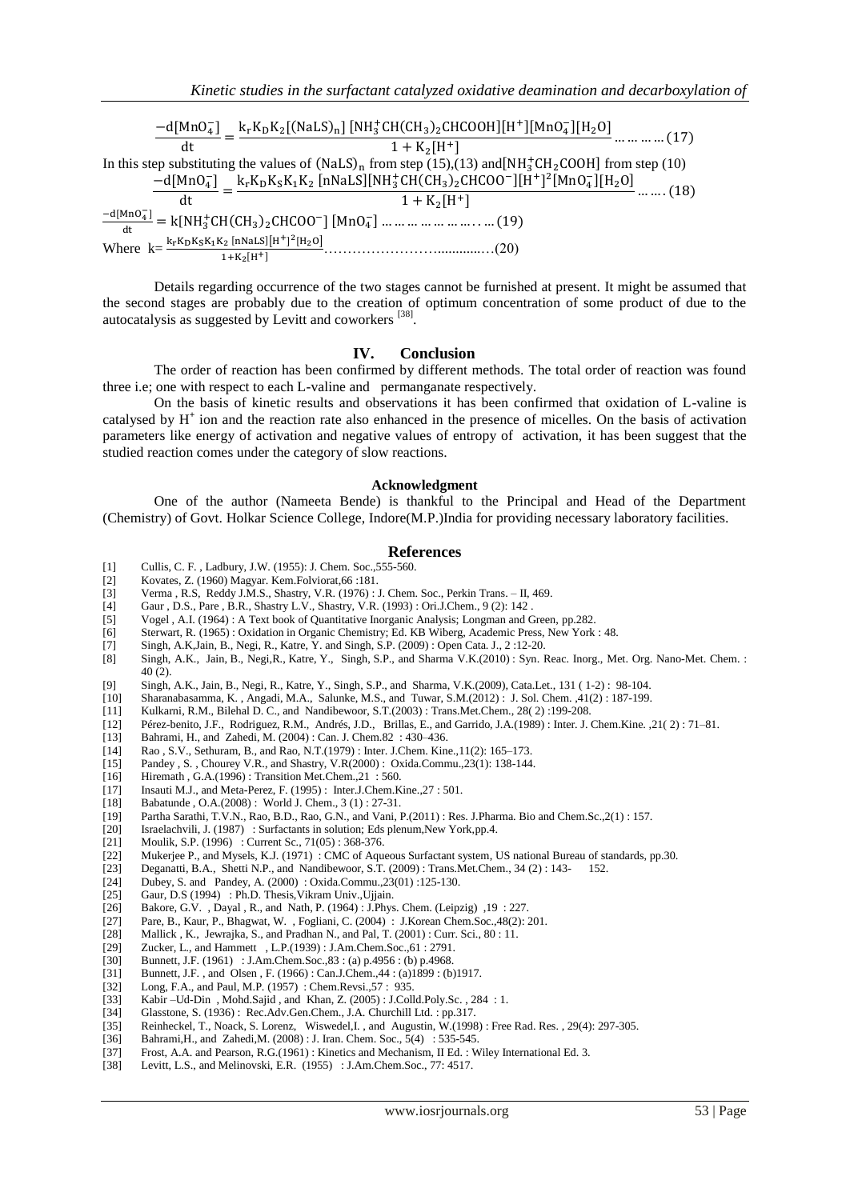$$\frac{-d[MnO_4^-]}{dt} = \frac{k_r K_D K_2[(NaLS)_n]\,[NH_3^+CH(CH_3)_2CHCOOH][H^+][MnO_4^-][H_2O]}{1 + K_2[H^+]} \quad \ldots\ldots\ldots (17)$$

In this step substituting the values of $(NaLS)_n$ from step (15),(13) and$[NH_3^+CH_2COOH]$ from step (10)

$$\frac{-d[MnO_4^-]}{dt} = \frac{k_r K_D K_S K_1 K_2\,[nNaLS][NH_3^+CH(CH_3)_2CHCOO^-][H^+]^2[MnO_4^-][H_2O]}{1 + K_2[H^+]} \quad \ldots\ldots (18)$$

$$\frac{-d[MnO_4^-]}{dt} = k[NH_3^+CH(CH_3)_2CHCOO^-]\,[MnO_4^-] \quad \ldots\ldots\ldots\ldots\ldots\ldots (19)$$

Where $k = \frac{k_r K_D K_S K_1 K_2\,[nNaLS][H^+]^2[H_2O]}{1+K_2[H^+]}$ ……………………...........…(20)

Details regarding occurrence of the two stages cannot be furnished at present. It might be assumed that the second stages are probably due to the creation of optimum concentration of some product of due to the autocatalysis as suggested by Levitt and coworkers [38].

## IV. Conclusion

The order of reaction has been confirmed by different methods. The total order of reaction was found three i.e; one with respect to each L-valine and permanganate respectively.

On the basis of kinetic results and observations it has been confirmed that oxidation of L-valine is catalysed by $H^+$ ion and the reaction rate also enhanced in the presence of micelles. On the basis of activation parameters like energy of activation and negative values of entropy of activation, it has been suggest that the studied reaction comes under the category of slow reactions.

### Acknowledgment

One of the author (Nameeta Bende) is thankful to the Principal and Head of the Department (Chemistry) of Govt. Holkar Science College, Indore(M.P.)India for providing necessary laboratory facilities.

## References

[1] Cullis, C. F. , Ladbury, J.W. (1955): J. Chem. Soc.,555-560.
[2] Kovates, Z. (1960) Magyar. Kem.Folviorat,66 :181.
[3] Verma , R.S, Reddy J.M.S., Shastry, V.R. (1976) : J. Chem. Soc., Perkin Trans. – II, 469.
[4] Gaur , D.S., Pare , B.R., Shastry L.V., Shastry, V.R. (1993) : Ori.J.Chem., 9 (2): 142 .
[5] Vogel , A.I. (1964) : A Text book of Quantitative Inorganic Analysis; Longman and Green, pp.282.
[6] Sterwart, R. (1965) : Oxidation in Organic Chemistry; Ed. KB Wiberg, Academic Press, New York : 48.
[7] Singh, A.K,Jain, B., Negi, R., Katre, Y. and Singh, S.P. (2009) : Open Cata. J., 2 :12-20.
[8] Singh, A.K., Jain, B., Negi,R., Katre, Y., Singh, S.P., and Sharma V.K.(2010) : Syn. Reac. Inorg., Met. Org. Nano-Met. Chem. : 40 (2).
[9] Singh, A.K., Jain, B., Negi, R., Katre, Y., Singh, S.P., and Sharma, V.K.(2009), Cata.Let., 131 ( 1-2) : 98-104.
[10] Sharanabasamma, K. , Angadi, M.A., Salunke, M.S., and Tuwar, S.M.(2012) : J. Sol. Chem. ,41(2) : 187-199.
[11] Kulkarni, R.M., Bilehal D. C., and Nandibewoor, S.T.(2003) : Trans.Met.Chem., 28( 2) :199-208.
[12] Pérez-benito, J.F., Rodriguez, R.M., Andrés, J.D., Brillas, E., and Garrido, J.A.(1989) : Inter. J. Chem.Kine. ,21( 2) : 71–81.
[13] Bahrami, H., and Zahedi, M. (2004) : Can. J. Chem.82 : 430–436.
[14] Rao , S.V., Sethuram, B., and Rao, N.T.(1979) : Inter. J.Chem. Kine.,11(2): 165–173.
[15] Pandey , S. , Chourey V.R., and Shastry, V.R(2000) : Oxida.Commu.,23(1): 138-144.
[16] Hiremath , G.A.(1996) : Transition Met.Chem.,21 : 560.
[17] Insauti M.J., and Meta-Perez, F. (1995) : Inter.J.Chem.Kine.,27 : 501.
[18] Babatunde , O.A.(2008) : World J. Chem., 3 (1) : 27-31.
[19] Partha Sarathi, T.V.N., Rao, B.D., Rao, G.N., and Vani, P.(2011) : Res. J.Pharma. Bio and Chem.Sc.,2(1) : 157.
[20] Israelachvili, J. (1987) : Surfactants in solution; Eds plenum,New York,pp.4.
[21] Moulik, S.P. (1996) : Current Sc., 71(05) : 368-376.
[22] Mukerjee P., and Mysels, K.J. (1971) : CMC of Aqueous Surfactant system, US national Bureau of standards, pp.30.
[23] Deganatti, B.A., Shetti N.P., and Nandibewoor, S.T. (2009) : Trans.Met.Chem., 34 (2) : 143- 152.
[24] Dubey, S. and Pandey, A. (2000) : Oxida.Commu.,23(01) :125-130.
[25] Gaur, D.S (1994) : Ph.D. Thesis,Vikram Univ.,Ujjain.
[26] Bakore, G.V. , Dayal , R., and Nath, P. (1964) : J.Phys. Chem. (Leipzig) ,19 : 227.
[27] Pare, B., Kaur, P., Bhagwat, W. , Fogliani, C. (2004) : J.Korean Chem.Soc.,48(2): 201.
[28] Mallick , K., Jewrajka, S., and Pradhan N., and Pal, T. (2001) : Curr. Sci., 80 : 11.
[29] Zucker, L., and Hammett , L.P.(1939) : J.Am.Chem.Soc.,61 : 2791.
[30] Bunnett, J.F. (1961) : J.Am.Chem.Soc.,83 : (a) p.4956 : (b) p.4968.
[31] Bunnett, J.F. , and Olsen , F. (1966) : Can.J.Chem.,44 : (a)1899 : (b)1917.
[32] Long, F.A., and Paul, M.P. (1957) : Chem.Revsi.,57 : 935.
[33] Kabir –Ud-Din , Mohd.Sajid , and Khan, Z. (2005) : J.Colld.Poly.Sc. , 284 : 1.
[34] Glasstone, S. (1936) : Rec.Adv.Gen.Chem., J.A. Churchill Ltd. : pp.317.
[35] Reinheckel, T., Noack, S. Lorenz, Wiswedel,I. , and Augustin, W.(1998) : Free Rad. Res. , 29(4): 297-305.
[36] Bahrami,H., and Zahedi,M. (2008) : J. Iran. Chem. Soc., 5(4) : 535-545.
[37] Frost, A.A. and Pearson, R.G.(1961) : Kinetics and Mechanism, II Ed. : Wiley International Ed. 3.
[38] Levitt, L.S., and Melinovski, E.R. (1955) : J.Am.Chem.Soc., 77: 4517.